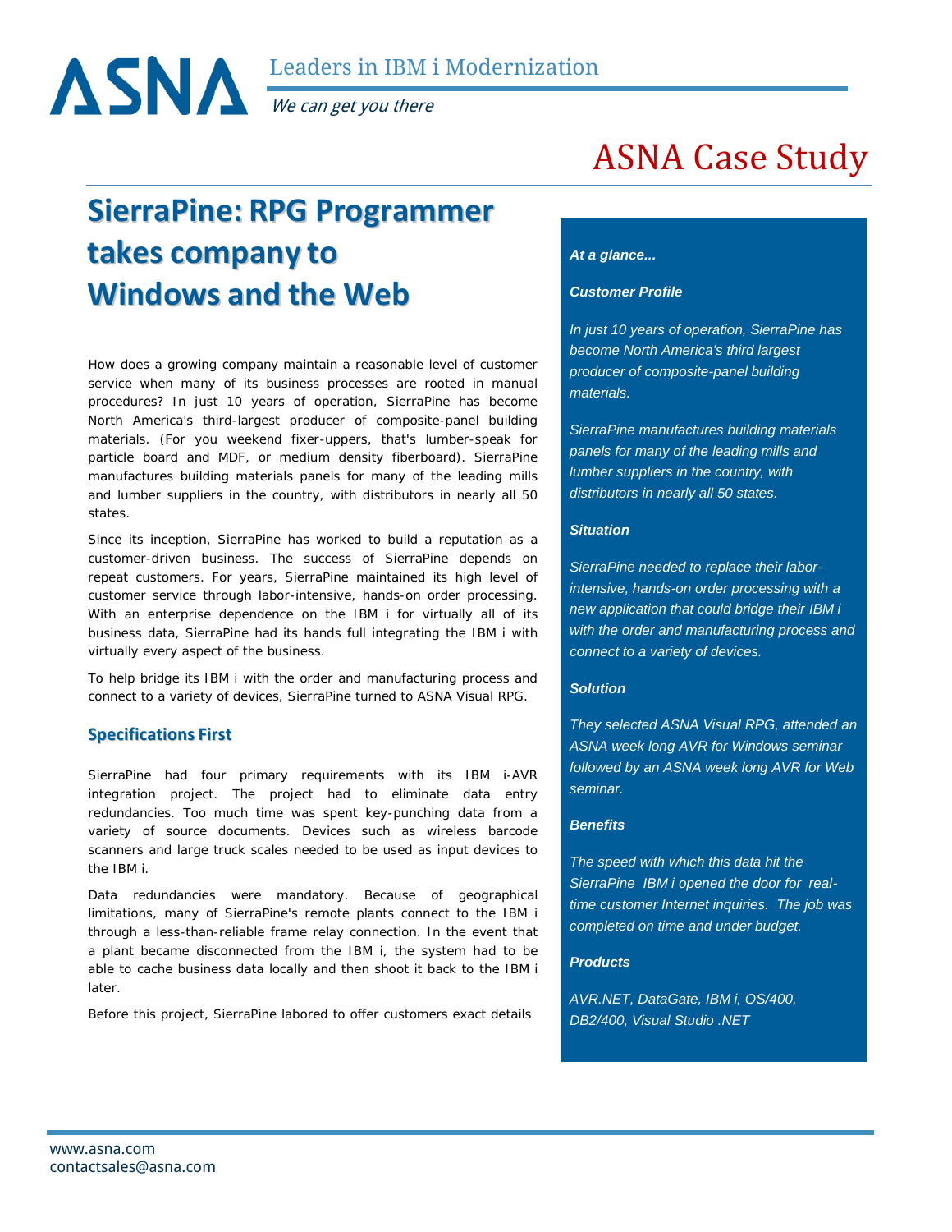# ASNA

Leaders in IBM i Modernization

*We can get you there*

ASNA Case Study

## SierraPine: RPG Programmer takes company to Windows and the Web

How does a growing company maintain a reasonable level of customer service when many of its business processes are rooted in manual procedures? In just 10 years of operation, SierraPine has become North America's third-largest producer of composite-panel building materials. (For you weekend fixer-uppers, that's lumber-speak for particle board and MDF, or medium density fiberboard). SierraPine manufactures building materials panels for many of the leading mills and lumber suppliers in the country, with distributors in nearly all 50 states.

Since its inception, SierraPine has worked to build a reputation as a customer-driven business. The success of SierraPine depends on repeat customers. For years, SierraPine maintained its high level of customer service through labor-intensive, hands-on order processing. With an enterprise dependence on the IBM i for virtually all of its business data, SierraPine had its hands full integrating the IBM i with virtually every aspect of the business.

To help bridge its IBM i with the order and manufacturing process and connect to a variety of devices, SierraPine turned to ASNA Visual RPG.

### Specifications First

SierraPine had four primary requirements with its IBM i-AVR integration project. The project had to eliminate data entry redundancies. Too much time was spent key-punching data from a variety of source documents. Devices such as wireless barcode scanners and large truck scales needed to be used as input devices to the IBM i.

Data redundancies were mandatory. Because of geographical limitations, many of SierraPine's remote plants connect to the IBM i through a less-than-reliable frame relay connection. In the event that a plant became disconnected from the IBM i, the system had to be able to cache business data locally and then shoot it back to the IBM i later.

Before this project, SierraPine labored to offer customers exact details

*At a glance...*

***Customer Profile***

*In just 10 years of operation, SierraPine has become North America's third largest producer of composite-panel building materials.*

*SierraPine manufactures building materials panels for many of the leading mills and lumber suppliers in the country, with distributors in nearly all 50 states.*

***Situation***

*SierraPine needed to replace their labor-intensive, hands-on order processing with a new application that could bridge their IBM i with the order and manufacturing process and connect to a variety of devices.*

***Solution***

*They selected ASNA Visual RPG, attended an ASNA week long AVR for Windows seminar followed by an ASNA week long AVR for Web seminar.*

***Benefits***

*The speed with which this data hit the SierraPine IBM i opened the door for real-time customer Internet inquiries. The job was completed on time and under budget.*

***Products***

*AVR.NET, DataGate, IBM i, OS/400, DB2/400, Visual Studio .NET*

www.asna.com
contactsales@asna.com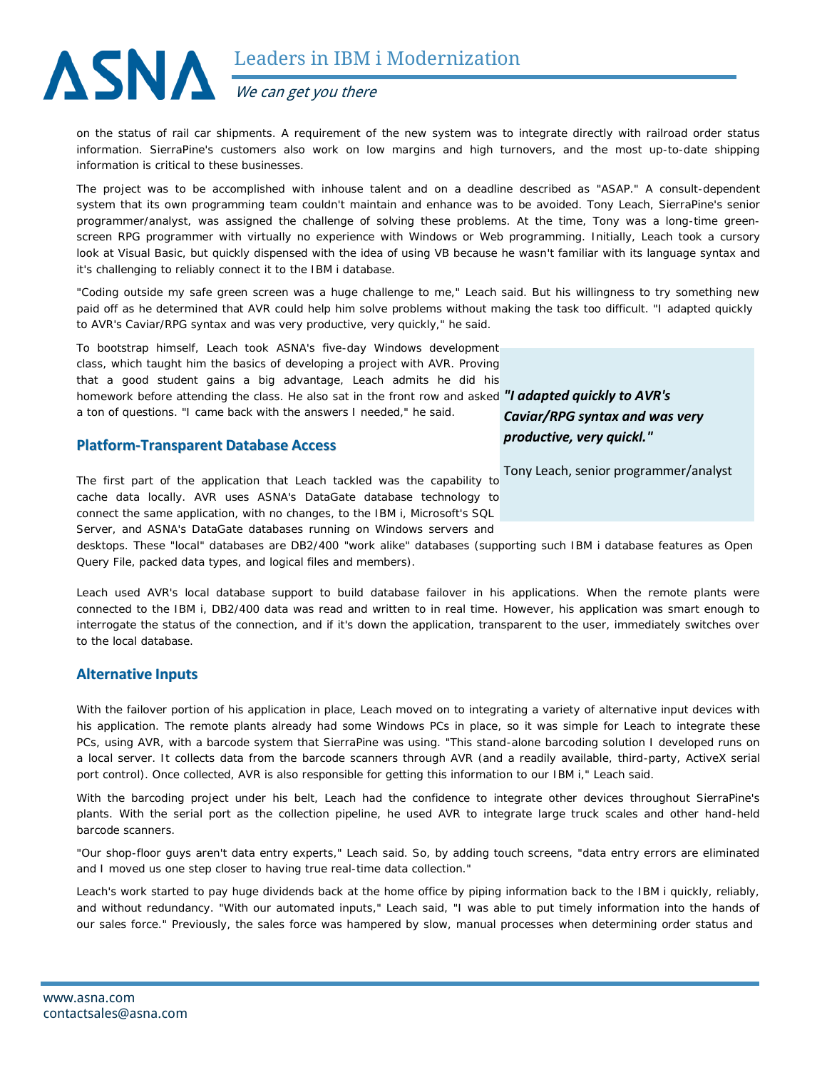on the status of rail car shipments. A requirement of the new system was to integrate directly with railroad order status information. SierraPine's customers also work on low margins and high turnovers, and the most up-to-date shipping information is critical to these businesses.

The project was to be accomplished with inhouse talent and on a deadline described as "ASAP." A consult-dependent system that its own programming team couldn't maintain and enhance was to be avoided. Tony Leach, SierraPine's senior programmer/analyst, was assigned the challenge of solving these problems. At the time, Tony was a long-time green-screen RPG programmer with virtually no experience with Windows or Web programming. Initially, Leach took a cursory look at Visual Basic, but quickly dispensed with the idea of using VB because he wasn't familiar with its language syntax and it's challenging to reliably connect it to the IBM i database.

"Coding outside my safe green screen was a huge challenge to me," Leach said. But his willingness to try something new paid off as he determined that AVR could help him solve problems without making the task too difficult. "I adapted quickly to AVR's Caviar/RPG syntax and was very productive, very quickly," he said.

To bootstrap himself, Leach took ASNA's five-day Windows development class, which taught him the basics of developing a project with AVR. Proving that a good student gains a big advantage, Leach admits he did his homework before attending the class. He also sat in the front row and asked a ton of questions. "I came back with the answers I needed," he said.

> ***"I adapted quickly to AVR's Caviar/RPG syntax and was very productive, very quickl."***
>
> Tony Leach, senior programmer/analyst

## Platform-Transparent Database Access

The first part of the application that Leach tackled was the capability to cache data locally. AVR uses ASNA's DataGate database technology to connect the same application, with no changes, to the IBM i, Microsoft's SQL Server, and ASNA's DataGate databases running on Windows servers and desktops. These "local" databases are DB2/400 "work alike" databases (supporting such IBM i database features as Open Query File, packed data types, and logical files and members).

Leach used AVR's local database support to build database failover in his applications. When the remote plants were connected to the IBM i, DB2/400 data was read and written to in real time. However, his application was smart enough to interrogate the status of the connection, and if it's down the application, transparent to the user, immediately switches over to the local database.

## Alternative Inputs

With the failover portion of his application in place, Leach moved on to integrating a variety of alternative input devices with his application. The remote plants already had some Windows PCs in place, so it was simple for Leach to integrate these PCs, using AVR, with a barcode system that SierraPine was using. "This stand-alone barcoding solution I developed runs on a local server. It collects data from the barcode scanners through AVR (and a readily available, third-party, ActiveX serial port control). Once collected, AVR is also responsible for getting this information to our IBM i," Leach said.

With the barcoding project under his belt, Leach had the confidence to integrate other devices throughout SierraPine's plants. With the serial port as the collection pipeline, he used AVR to integrate large truck scales and other hand-held barcode scanners.

"Our shop-floor guys aren't data entry experts," Leach said. So, by adding touch screens, "data entry errors are eliminated and I moved us one step closer to having true real-time data collection."

Leach's work started to pay huge dividends back at the home office by piping information back to the IBM i quickly, reliably, and without redundancy. "With our automated inputs," Leach said, "I was able to put timely information into the hands of our sales force." Previously, the sales force was hampered by slow, manual processes when determining order status and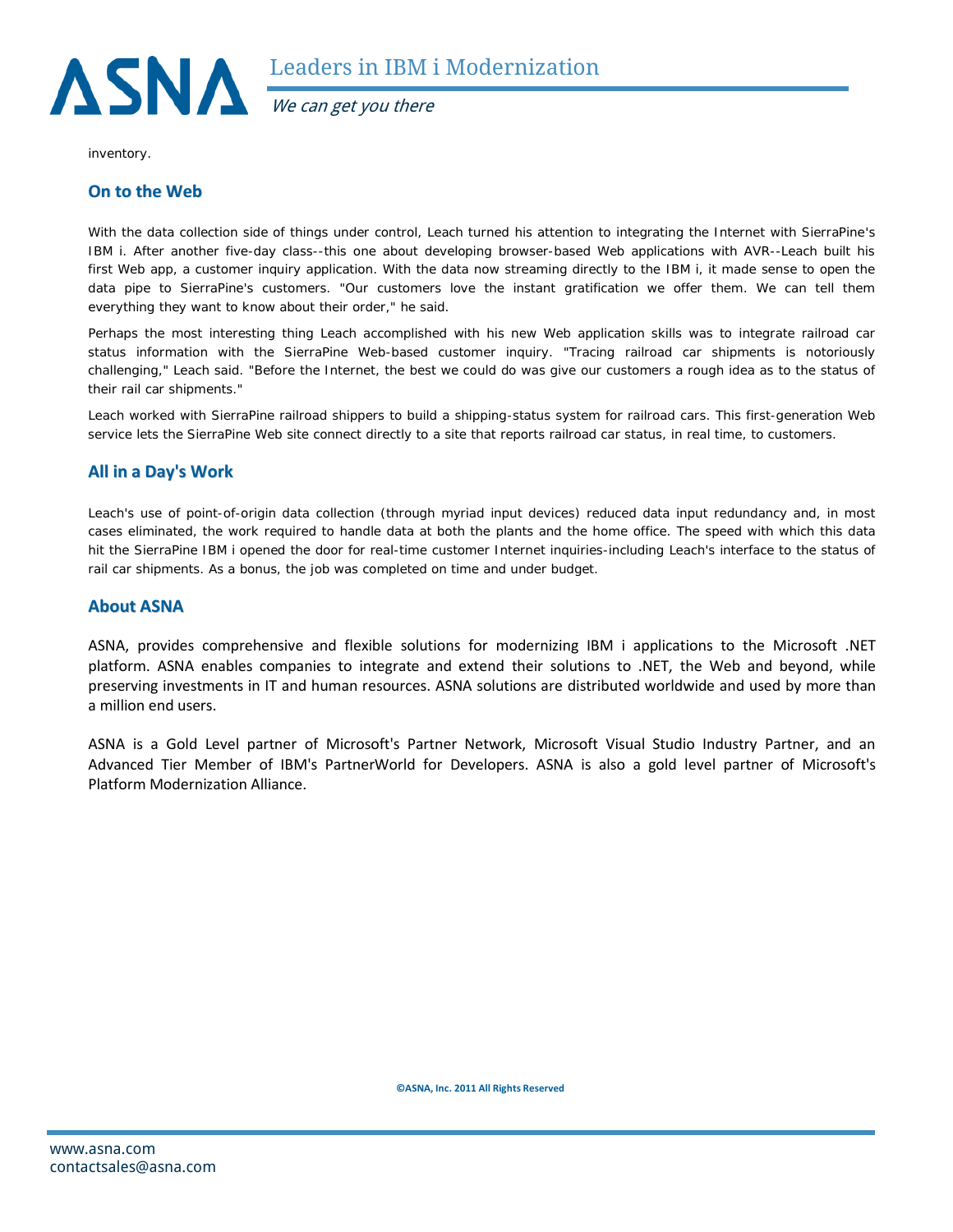inventory.

## On to the Web

With the data collection side of things under control, Leach turned his attention to integrating the Internet with SierraPine's IBM i. After another five-day class--this one about developing browser-based Web applications with AVR--Leach built his first Web app, a customer inquiry application. With the data now streaming directly to the IBM i, it made sense to open the data pipe to SierraPine's customers. "Our customers love the instant gratification we offer them. We can tell them everything they want to know about their order," he said.

Perhaps the most interesting thing Leach accomplished with his new Web application skills was to integrate railroad car status information with the SierraPine Web-based customer inquiry. "Tracing railroad car shipments is notoriously challenging," Leach said. "Before the Internet, the best we could do was give our customers a rough idea as to the status of their rail car shipments."

Leach worked with SierraPine railroad shippers to build a shipping-status system for railroad cars. This first-generation Web service lets the SierraPine Web site connect directly to a site that reports railroad car status, in real time, to customers.

## All in a Day's Work

Leach's use of point-of-origin data collection (through myriad input devices) reduced data input redundancy and, in most cases eliminated, the work required to handle data at both the plants and the home office. The speed with which this data hit the SierraPine IBM i opened the door for real-time customer Internet inquiries-including Leach's interface to the status of rail car shipments. As a bonus, the job was completed on time and under budget.

## About ASNA

ASNA, provides comprehensive and flexible solutions for modernizing IBM i applications to the Microsoft .NET platform. ASNA enables companies to integrate and extend their solutions to .NET, the Web and beyond, while preserving investments in IT and human resources. ASNA solutions are distributed worldwide and used by more than a million end users.

ASNA is a Gold Level partner of Microsoft's Partner Network, Microsoft Visual Studio Industry Partner, and an Advanced Tier Member of IBM's PartnerWorld for Developers. ASNA is also a gold level partner of Microsoft's Platform Modernization Alliance.

©ASNA, Inc. 2011 All Rights Reserved